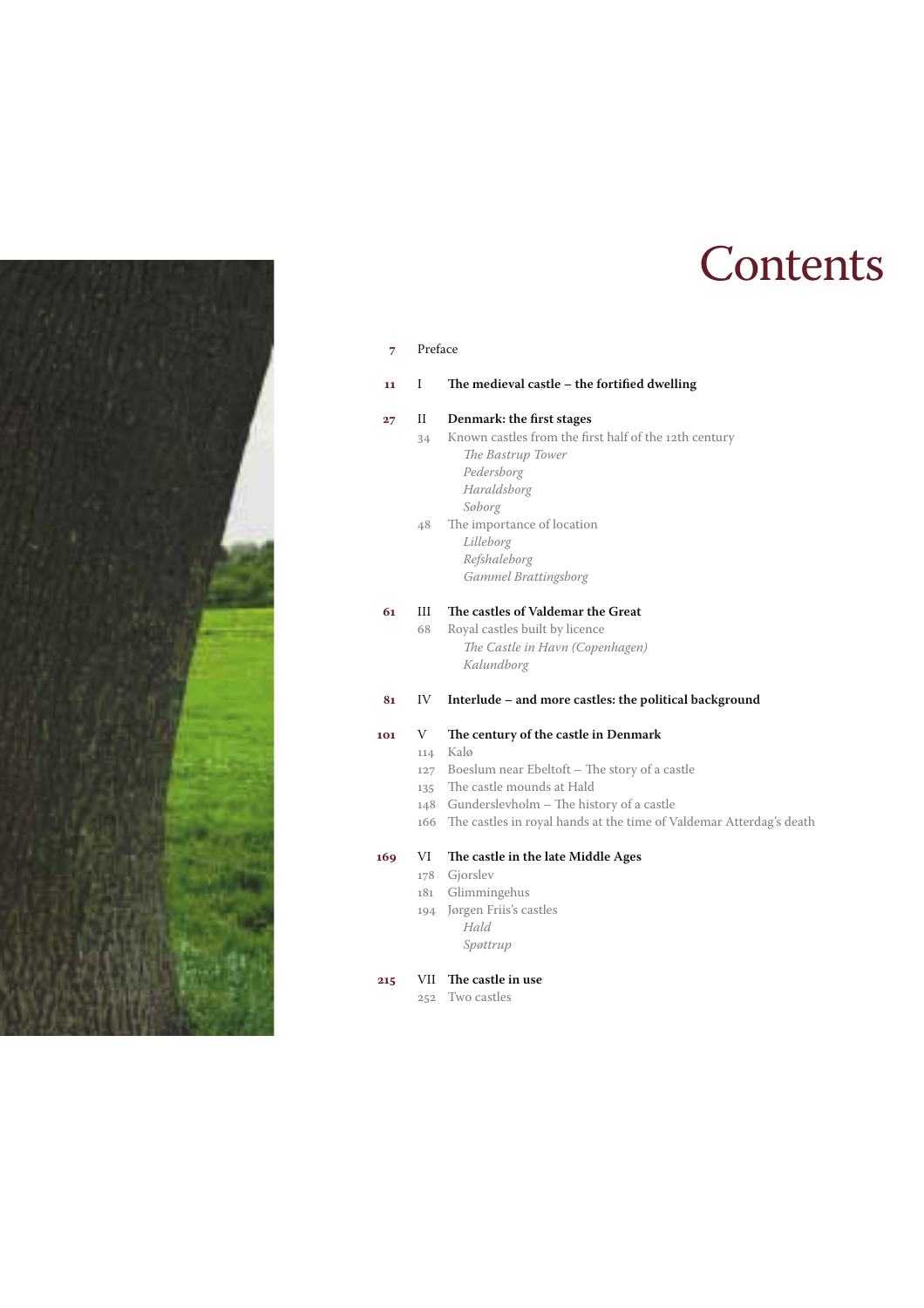# Contents

**7** Preface

**11** I **The medieval castle – the fortified dwelling**

**27** II **Denmark: the first stages**

- 34 Known castles from the first half of the 12th century
  - *The Bastrup Tower*
  - *Pedersborg*
  - *Haraldsborg*
  - *Søborg*
- 48 The importance of location
  - *Lilleborg*
  - *Refshaleborg*
  - *Gammel Brattingsborg*

**61** III **The castles of Valdemar the Great**

- 68 Royal castles built by licence
  - *The Castle in Havn (Copenhagen)*
  - *Kalundborg*

**81** IV **Interlude – and more castles: the political background**

**101** V **The century of the castle in Denmark**

- 114 Kalø
- 127 Boeslum near Ebeltoft – The story of a castle
- 135 The castle mounds at Hald
- 148 Gunderslevholm – The history of a castle
- 166 The castles in royal hands at the time of Valdemar Atterdag's death

**169** VI **The castle in the late Middle Ages**

- 178 Gjorslev
- 181 Glimmingehus
- 194 Jørgen Friis's castles
  - *Hald*
  - *Spøttrup*

**215** VII **The castle in use**

- 252 Two castles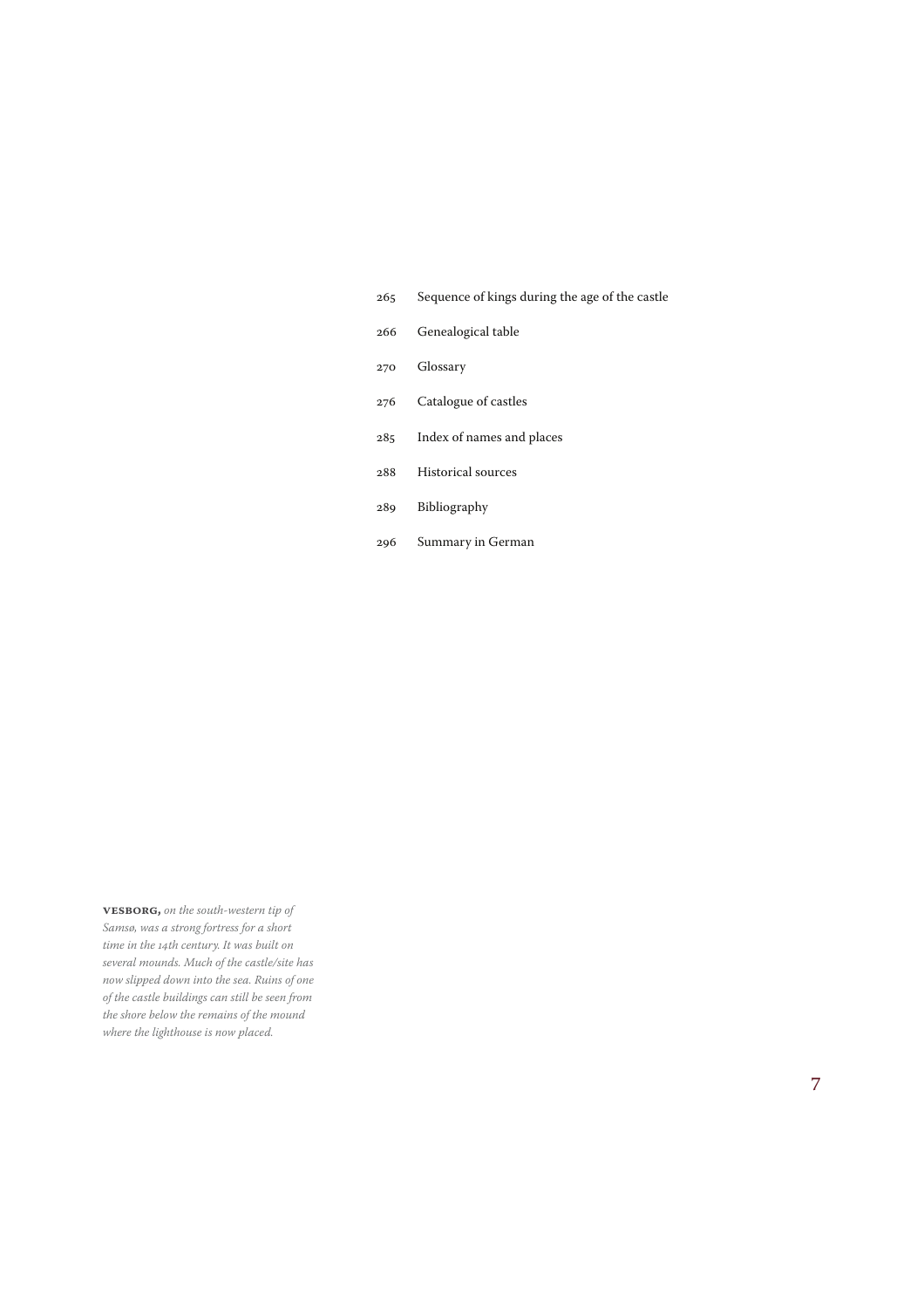265 Sequence of kings during the age of the castle

266 Genealogical table

270 Glossary

276 Catalogue of castles

285 Index of names and places

288 Historical sources

289 Bibliography

296 Summary in German

**VESBORG,** *on the south-western tip of Samsø, was a strong fortress for a short time in the 14th century. It was built on several mounds. Much of the castle/site has now slipped down into the sea. Ruins of one of the castle buildings can still be seen from the shore below the remains of the mound where the lighthouse is now placed.*